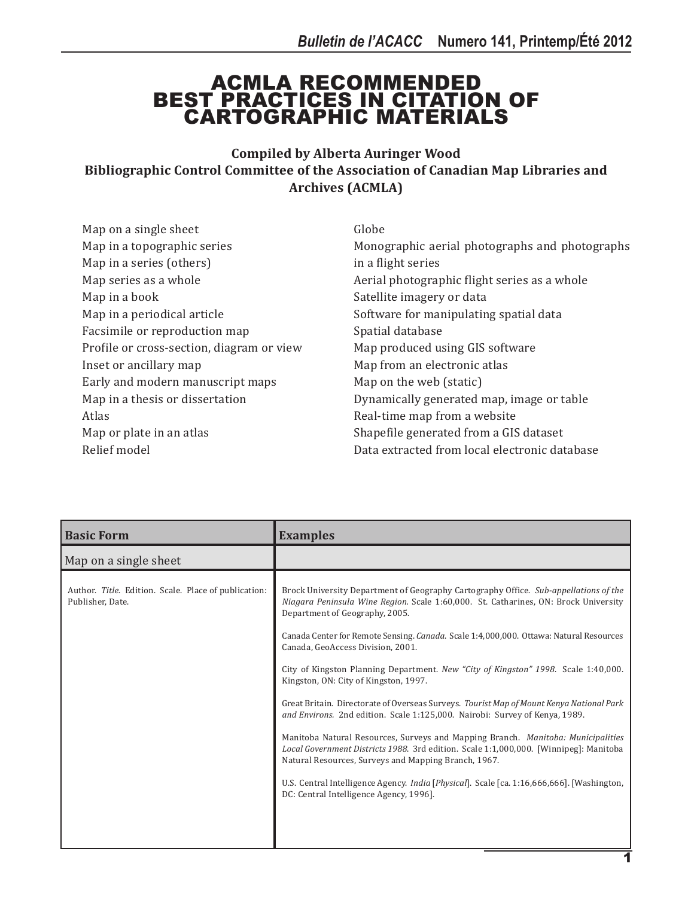# ACMLA RECOMMENDED BEST PRACTICES IN CITATION OF CARTOGRAPHIC MATERIALS

**Compiled by Alberta Auringer Wood**
**Bibliographic Control Committee of the Association of Canadian Map Libraries and Archives (ACMLA)**

- Map on a single sheet
- Map in a topographic series
- Map in a series (others)
- Map series as a whole
- Map in a book
- Map in a periodical article
- Facsimile or reproduction map
- Profile or cross-section, diagram or view
- Inset or ancillary map
- Early and modern manuscript maps
- Map in a thesis or dissertation
- Atlas
- Map or plate in an atlas
- Relief model
- Globe
- Monographic aerial photographs and photographs in a flight series
- Aerial photographic flight series as a whole
- Satellite imagery or data
- Software for manipulating spatial data
- Spatial database
- Map produced using GIS software
- Map from an electronic atlas
- Map on the web (static)
- Dynamically generated map, image or table
- Real-time map from a website
- Shapefile generated from a GIS dataset
- Data extracted from local electronic database

| Basic Form | Examples |
|---|---|
| Map on a single sheet | |
| Author. *Title*. Edition. Scale. Place of publication: Publisher, Date. | Brock University Department of Geography Cartography Office. *Sub-appellations of the Niagara Peninsula Wine Region*. Scale 1:60,000. St. Catharines, ON: Brock University Department of Geography, 2005.<br><br>Canada Center for Remote Sensing. *Canada*. Scale 1:4,000,000. Ottawa: Natural Resources Canada, GeoAccess Division, 2001.<br><br>City of Kingston Planning Department. *New "City of Kingston" 1998*. Scale 1:40,000. Kingston, ON: City of Kingston, 1997.<br><br>Great Britain. Directorate of Overseas Surveys. *Tourist Map of Mount Kenya National Park and Environs.* 2nd edition. Scale 1:125,000. Nairobi: Survey of Kenya, 1989.<br><br>Manitoba Natural Resources, Surveys and Mapping Branch. *Manitoba: Municipalities Local Government Districts 1988*. 3rd edition. Scale 1:1,000,000. [Winnipeg]: Manitoba Natural Resources, Surveys and Mapping Branch, 1967.<br><br>U.S. Central Intelligence Agency. *India* [*Physical*]. Scale [ca. 1:16,666,666]. [Washington, DC: Central Intelligence Agency, 1996]. |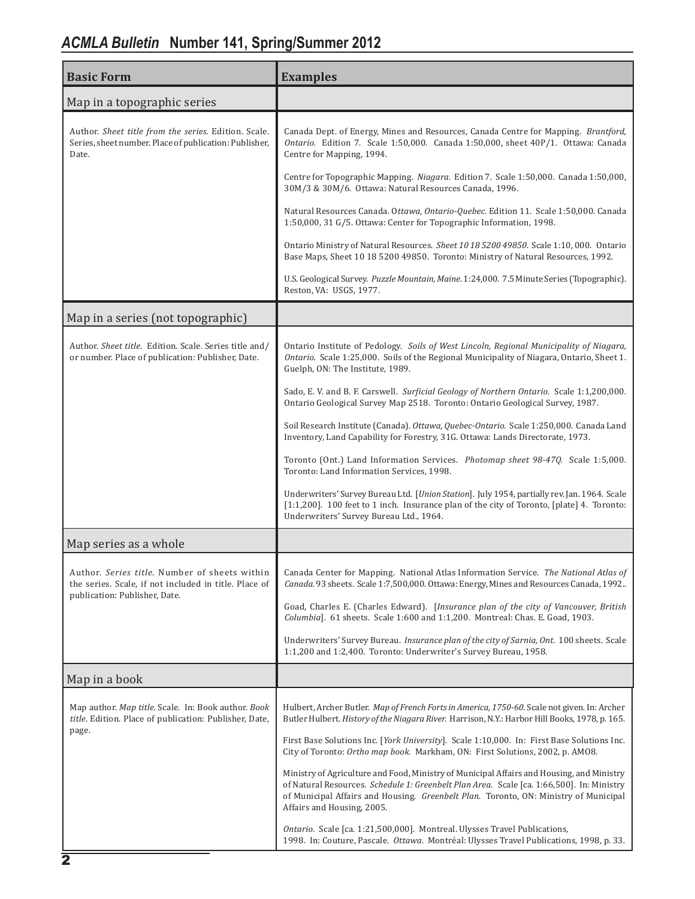| Basic Form | Examples |
| --- | --- |
| **Map in a topographic series** | |
| Author. *Sheet title from the series.* Edition. Scale. Series, sheet number. Place of publication: Publisher, Date. | Canada Dept. of Energy, Mines and Resources, Canada Centre for Mapping. *Brantford, Ontario.* Edition 7. Scale 1:50,000. Canada 1:50,000, sheet 40P/1. Ottawa: Canada Centre for Mapping, 1994.<br><br>Centre for Topographic Mapping. *Niagara*. Edition 7. Scale 1:50,000. Canada 1:50,000, 30M/3 & 30M/6. Ottawa: Natural Resources Canada, 1996.<br><br>Natural Resources Canada. O*ttawa, Ontario-Quebec*. Edition 11. Scale 1:50,000. Canada 1:50,000, 31 G/5. Ottawa: Center for Topographic Information, 1998.<br><br>Ontario Ministry of Natural Resources. *Sheet 10 18 5200 49850*. Scale 1:10, 000. Ontario Base Maps, Sheet 10 18 5200 49850. Toronto: Ministry of Natural Resources, 1992.<br><br>U.S. Geological Survey. *Puzzle Mountain, Maine*. 1:24,000. 7.5 Minute Series (Topographic). Reston, VA: USGS, 1977. |
| **Map in a series (not topographic)** | |
| Author. *Sheet title*. Edition. Scale. Series title and/ or number. Place of publication: Publisher, Date. | Ontario Institute of Pedology. *Soils of West Lincoln, Regional Municipality of Niagara, Ontario.* Scale 1:25,000. Soils of the Regional Municipality of Niagara, Ontario, Sheet 1. Guelph, ON: The Institute, 1989.<br><br>Sado, E. V. and B. F. Carswell. *Surficial Geology of Northern Ontario*. Scale 1:1,200,000. Ontario Geological Survey Map 2518. Toronto: Ontario Geological Survey, 1987.<br><br>Soil Research Institute (Canada). *Ottawa, Quebec-Ontario.* Scale 1:250,000. Canada Land Inventory, Land Capability for Forestry, 31G. Ottawa: Lands Directorate, 1973.<br><br>Toronto (Ont.) Land Information Services. *Photomap sheet 98-47Q*. Scale 1:5,000. Toronto: Land Information Services, 1998.<br><br>Underwriters' Survey Bureau Ltd. [*Union Station*]. July 1954, partially rev. Jan. 1964. Scale [1:1,200]. 100 feet to 1 inch. Insurance plan of the city of Toronto, [plate] 4. Toronto: Underwriters' Survey Bureau Ltd., 1964. |
| **Map series as a whole** | |
| Author. *Series title*. Number of sheets within the series. Scale, if not included in title. Place of publication: Publisher, Date. | Canada Center for Mapping. National Atlas Information Service. *The National Atlas of Canada.* 93 sheets. Scale 1:7,500,000. Ottawa: Energy, Mines and Resources Canada, 1992..<br><br>Goad, Charles E. (Charles Edward). [*Insurance plan of the city of Vancouver, British Columbia*]. 61 sheets. Scale 1:600 and 1:1,200. Montreal: Chas. E. Goad, 1903.<br><br>Underwriters' Survey Bureau. *Insurance plan of the city of Sarnia, Ont.* 100 sheets. Scale 1:1,200 and 1:2,400. Toronto: Underwriter's Survey Bureau, 1958. |
| **Map in a book** | |
| Map author. *Map title.* Scale. In: Book author. *Book title*. Edition. Place of publication: Publisher, Date, page. | Hulbert, Archer Butler. *Map of French Forts in America, 1750-60.* Scale not given. In: Archer Butler Hulbert. *History of the Niagara River.* Harrison, N.Y.: Harbor Hill Books, 1978, p. 165.<br><br>First Base Solutions Inc. [*York University*]. Scale 1:10,000. In: First Base Solutions Inc. City of Toronto: *Ortho map book.* Markham, ON: First Solutions, 2002, p. AM08.<br><br>Ministry of Agriculture and Food, Ministry of Municipal Affairs and Housing, and Ministry of Natural Resources. *Schedule 1: Greenbelt Plan Area*. Scale [ca. 1:66,500]. In: Ministry of Municipal Affairs and Housing. *Greenbelt Plan*. Toronto, ON: Ministry of Municipal Affairs and Housing, 2005.<br><br>*Ontario*. Scale [ca. 1:21,500,000]. Montreal. Ulysses Travel Publications, 1998. In: Couture, Pascale. *Ottawa*. Montréal: Ulysses Travel Publications, 1998, p. 33. |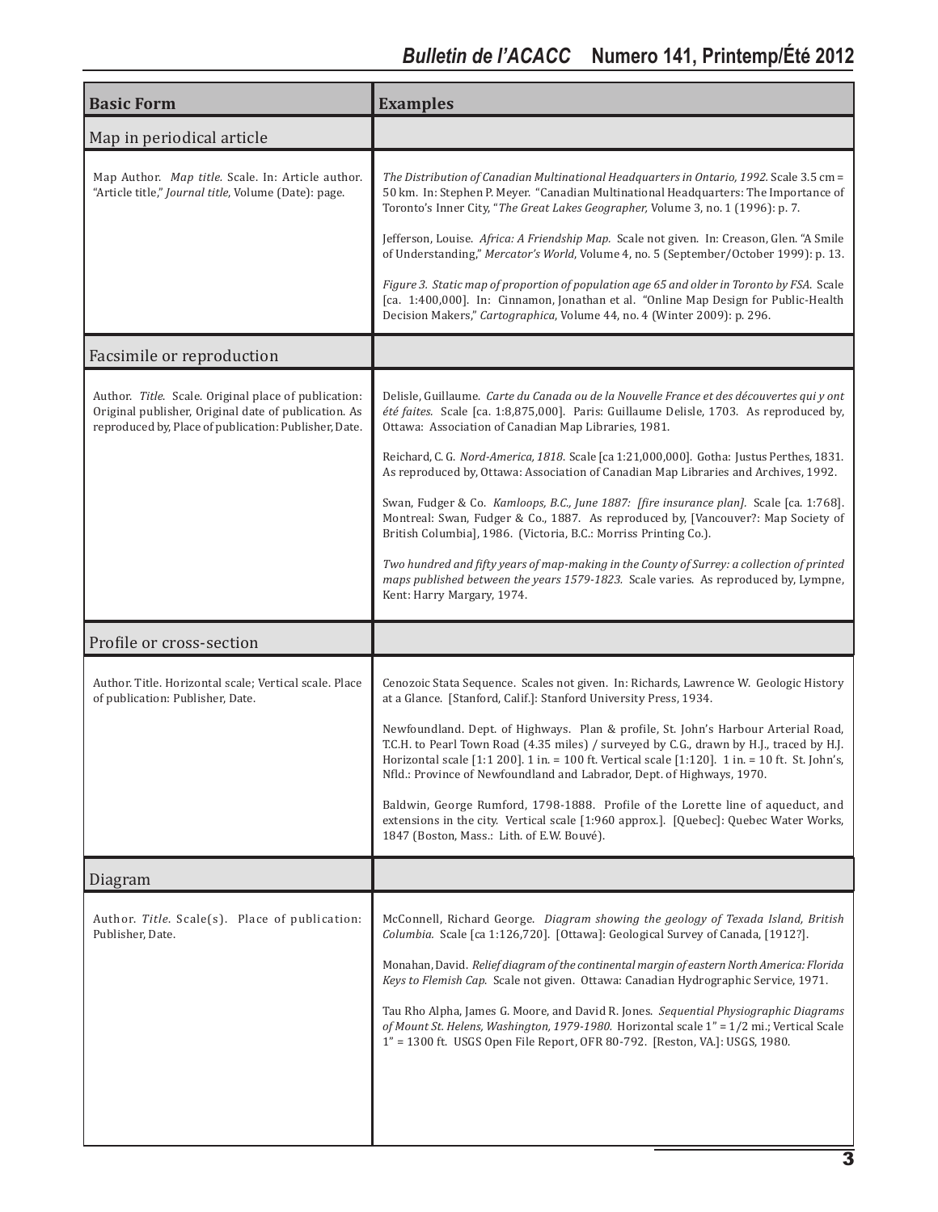| Basic Form | Examples |
|---|---|
| **Map in periodical article** | |
| Map Author. *Map title.* Scale. In: Article author. "Article title," *Journal title*, Volume (Date): page. | *The Distribution of Canadian Multinational Headquarters in Ontario, 1992.* Scale 3.5 cm = 50 km. In: Stephen P. Meyer. "Canadian Multinational Headquarters: The Importance of Toronto's Inner City, "*The Great Lakes Geographer,* Volume 3, no. 1 (1996): p. 7.<br><br>Jefferson, Louise. *Africa: A Friendship Map.* Scale not given. In: Creason, Glen. "A Smile of Understanding," *Mercator's World*, Volume 4, no. 5 (September/October 1999): p. 13.<br><br>*Figure 3. Static map of proportion of population age 65 and older in Toronto by FSA.* Scale [ca. 1:400,000]. In: Cinnamon, Jonathan et al. "Online Map Design for Public-Health Decision Makers," *Cartographica*, Volume 44, no. 4 (Winter 2009): p. 296. |
| **Facsimile or reproduction** | |
| Author. *Title.* Scale. Original place of publication: Original publisher, Original date of publication. As reproduced by, Place of publication: Publisher, Date. | Delisle, Guillaume. *Carte du Canada ou de la Nouvelle France et des découvertes qui y ont été faites.* Scale [ca. 1:8,875,000]. Paris: Guillaume Delisle, 1703. As reproduced by, Ottawa: Association of Canadian Map Libraries, 1981.<br><br>Reichard, C. G. *Nord-America, 1818.* Scale [ca 1:21,000,000]. Gotha: Justus Perthes, 1831. As reproduced by, Ottawa: Association of Canadian Map Libraries and Archives, 1992.<br><br>Swan, Fudger & Co. *Kamloops, B.C., June 1887: [fire insurance plan].* Scale [ca. 1:768]. Montreal: Swan, Fudger & Co., 1887. As reproduced by, [Vancouver?: Map Society of British Columbia], 1986. (Victoria, B.C.: Morriss Printing Co.).<br><br>*Two hundred and fifty years of map-making in the County of Surrey: a collection of printed maps published between the years 1579-1823.* Scale varies. As reproduced by, Lympne, Kent: Harry Margary, 1974. |
| **Profile or cross-section** | |
| Author. Title. Horizontal scale; Vertical scale. Place of publication: Publisher, Date. | Cenozoic Stata Sequence. Scales not given. In: Richards, Lawrence W. Geologic History at a Glance. [Stanford, Calif.]: Stanford University Press, 1934.<br><br>Newfoundland. Dept. of Highways. Plan & profile, St. John's Harbour Arterial Road, T.C.H. to Pearl Town Road (4.35 miles) / surveyed by C.G., drawn by H.J., traced by H.J. Horizontal scale [1:1 200]. 1 in. = 100 ft. Vertical scale [1:120]. 1 in. = 10 ft. St. John's, Nfld.: Province of Newfoundland and Labrador, Dept. of Highways, 1970.<br><br>Baldwin, George Rumford, 1798-1888. Profile of the Lorette line of aqueduct, and extensions in the city. Vertical scale [1:960 approx.]. [Quebec]: Quebec Water Works, 1847 (Boston, Mass.: Lith. of E.W. Bouvé). |
| **Diagram** | |
| Author. *Title*. Scale(s). Place of publication: Publisher, Date. | McConnell, Richard George. *Diagram showing the geology of Texada Island, British Columbia.* Scale [ca 1:126,720]. [Ottawa]: Geological Survey of Canada, [1912?].<br><br>Monahan, David. *Relief diagram of the continental margin of eastern North America: Florida Keys to Flemish Cap.* Scale not given. Ottawa: Canadian Hydrographic Service, 1971.<br><br>Tau Rho Alpha, James G. Moore, and David R. Jones. *Sequential Physiographic Diagrams of Mount St. Helens, Washington, 1979-1980.* Horizontal scale 1" = 1/2 mi.; Vertical Scale 1" = 1300 ft. USGS Open File Report, OFR 80-792. [Reston, VA.]: USGS, 1980. |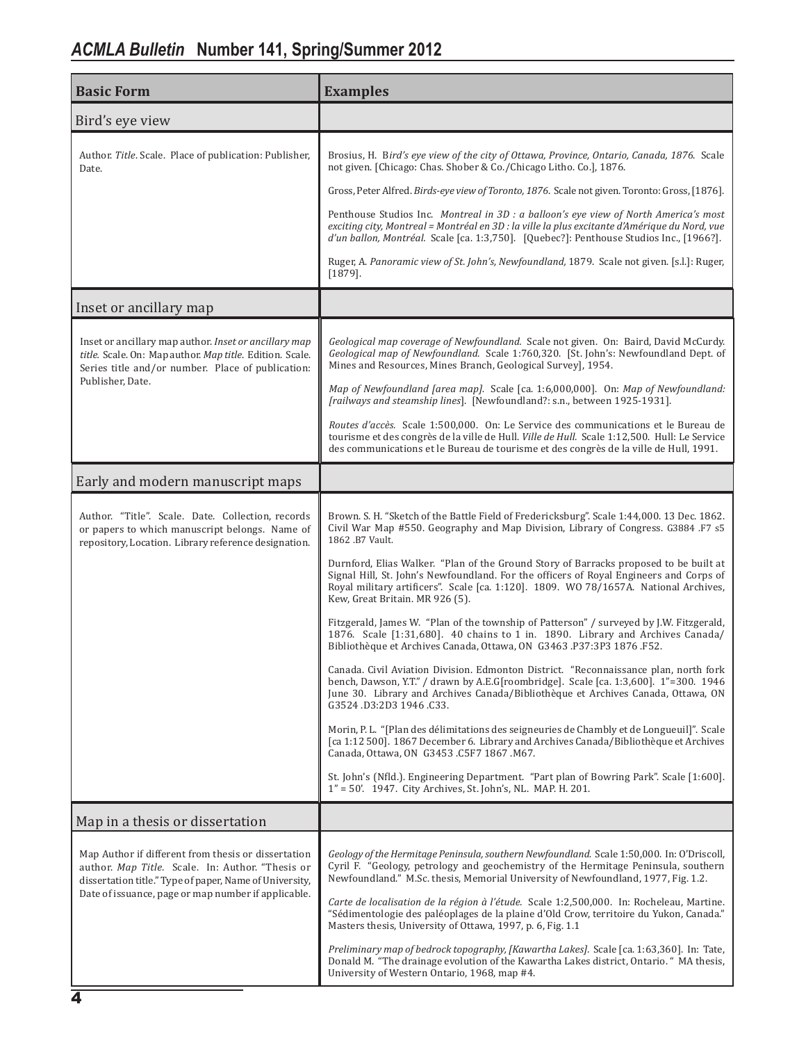| Basic Form | Examples |
|---|---|
| **Bird's eye view** | |
| Author. *Title*. Scale. Place of publication: Publisher, Date. | Brosius, H. *Bird's eye view of the city of Ottawa, Province, Ontario, Canada, 1876.* Scale not given. [Chicago: Chas. Shober & Co./Chicago Litho. Co.], 1876.<br><br>Gross, Peter Alfred. *Birds-eye view of Toronto, 1876.* Scale not given. Toronto: Gross, [1876].<br><br>Penthouse Studios Inc. *Montreal in 3D : a balloon's eye view of North America's most exciting city, Montreal = Montréal en 3D : la ville la plus excitante d'Amérique du Nord, vue d'un ballon, Montréal.* Scale [ca. 1:3,750]. [Quebec?]: Penthouse Studios Inc., [1966?].<br><br>Ruger, A. *Panoramic view of St. John's, Newfoundland,* 1879. Scale not given. [s.l.]: Ruger, [1879]. |
| **Inset or ancillary map** | |
| Inset or ancillary map author. *Inset or ancillary map title.* Scale. On: Map author. *Map title.* Edition. Scale. Series title and/or number. Place of publication: Publisher, Date. | *Geological map coverage of Newfoundland.* Scale not given. On: Baird, David McCurdy. *Geological map of Newfoundland.* Scale 1:760,320. [St. John's: Newfoundland Dept. of Mines and Resources, Mines Branch, Geological Survey], 1954.<br><br>*Map of Newfoundland [area map].* Scale [ca. 1:6,000,000]. On: *Map of Newfoundland: [railways and steamship lines*]. [Newfoundland?: s.n., between 1925-1931].<br><br>*Routes d'accès.* Scale 1:500,000. On: Le Service des communications et le Bureau de tourisme et des congrès de la ville de Hull. *Ville de Hull.* Scale 1:12,500. Hull: Le Service des communications et le Bureau de tourisme et des congrès de la ville de Hull, 1991. |
| **Early and modern manuscript maps** | |
| Author. "Title". Scale. Date. Collection, records or papers to which manuscript belongs. Name of repository, Location. Library reference designation. | Brown. S. H. "Sketch of the Battle Field of Fredericksburg". Scale 1:44,000. 13 Dec. 1862. Civil War Map #550. Geography and Map Division, Library of Congress. G3884 .F7 s5 1862 .B7 Vault.<br><br>Durnford, Elias Walker. "Plan of the Ground Story of Barracks proposed to be built at Signal Hill, St. John's Newfoundland. For the officers of Royal Engineers and Corps of Royal military artificers". Scale [ca. 1:120]. 1809. WO 78/1657A. National Archives, Kew, Great Britain. MR 926 (5).<br><br>Fitzgerald, James W. "Plan of the township of Patterson" / surveyed by J.W. Fitzgerald, 1876. Scale [1:31,680]. 40 chains to 1 in. 1890. Library and Archives Canada/ Bibliothèque et Archives Canada, Ottawa, ON G3463 .P37:3P3 1876 .F52.<br><br>Canada. Civil Aviation Division. Edmonton District. "Reconnaissance plan, north fork bench, Dawson, Y.T." / drawn by A.E.G[roombridge]. Scale [ca. 1:3,600]. 1"=300. 1946 June 30. Library and Archives Canada/Bibliothèque et Archives Canada, Ottawa, ON G3524 .D3:2D3 1946 .C33.<br><br>Morin, P. L. "[Plan des délimitations des seigneuries de Chambly et de Longueuil]". Scale [ca 1:12 500]. 1867 December 6. Library and Archives Canada/Bibliothèque et Archives Canada, Ottawa, ON G3453 .C5F7 1867 .M67.<br><br>St. John's (Nfld.). Engineering Department. "Part plan of Bowring Park". Scale [1:600]. 1" = 50'. 1947. City Archives, St. John's, NL. MAP. H. 201. |
| **Map in a thesis or dissertation** | |
| Map Author if different from thesis or dissertation author. *Map Title.* Scale. In: Author. "Thesis or dissertation title." Type of paper, Name of University, Date of issuance, page or map number if applicable. | *Geology of the Hermitage Peninsula, southern Newfoundland.* Scale 1:50,000. In: O'Driscoll, Cyril F. "Geology, petrology and geochemistry of the Hermitage Peninsula, southern Newfoundland." M.Sc. thesis, Memorial University of Newfoundland, 1977, Fig. 1.2.<br><br>*Carte de localisation de la région à l'étude.* Scale 1:2,500,000. In: Rocheleau, Martine. "Sédimentologie des paléoplages de la plaine d'Old Crow, territoire du Yukon, Canada." Masters thesis, University of Ottawa, 1997, p. 6, Fig. 1.1<br><br>*Preliminary map of bedrock topography, [Kawartha Lakes].* Scale [ca. 1:63,360]. In: Tate, Donald M. "The drainage evolution of the Kawartha Lakes district, Ontario. " MA thesis, University of Western Ontario, 1968, map #4. |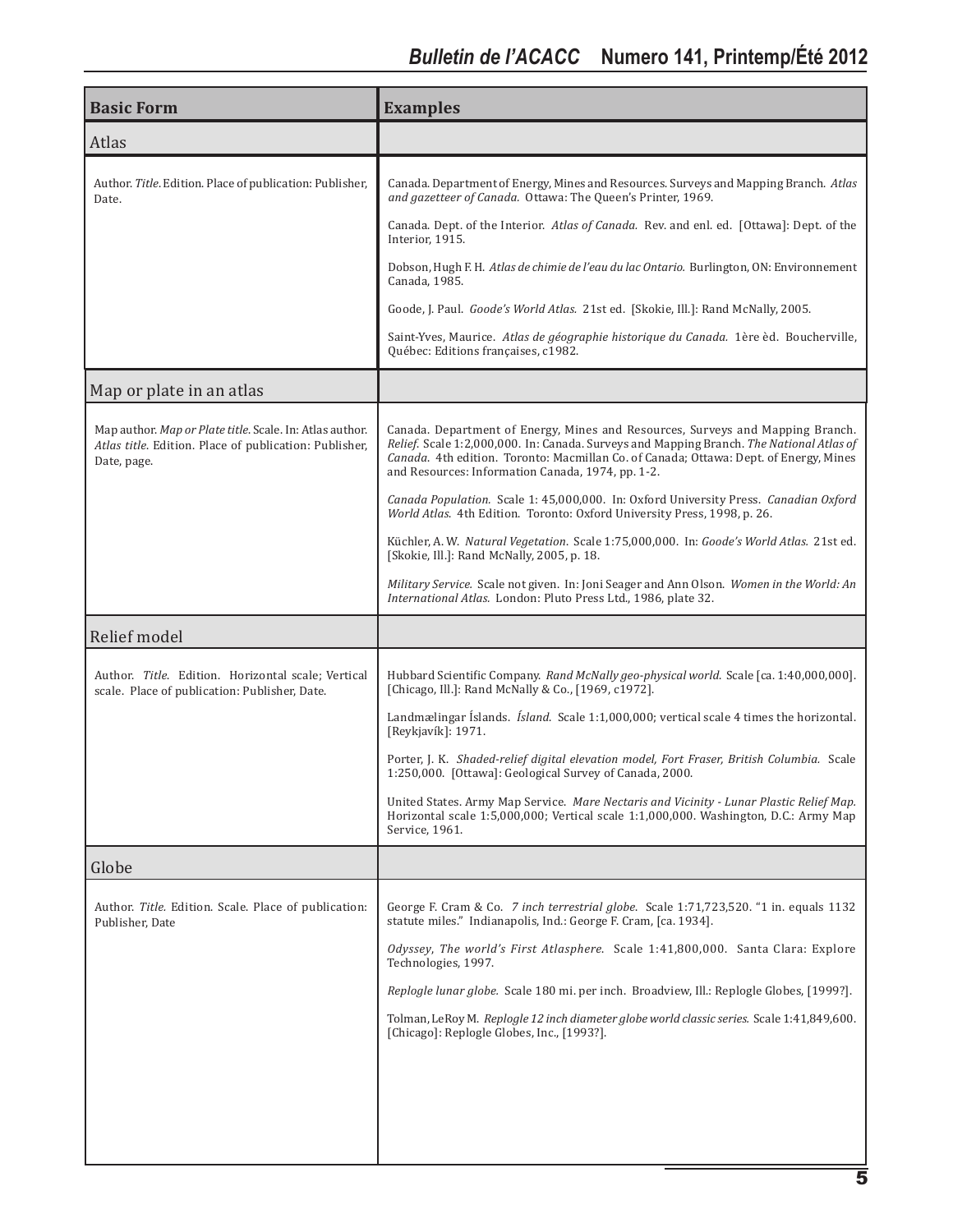| Basic Form | Examples |
| --- | --- |
| **Atlas** | |
| Author. *Title*. Edition. Place of publication: Publisher, Date. | Canada. Department of Energy, Mines and Resources. Surveys and Mapping Branch. *Atlas and gazetteer of Canada.* Ottawa: The Queen's Printer, 1969.<br><br>Canada. Dept. of the Interior. *Atlas of Canada.* Rev. and enl. ed. [Ottawa]: Dept. of the Interior, 1915.<br><br>Dobson, Hugh F. H. *Atlas de chimie de l'eau du lac Ontario.* Burlington, ON: Environnement Canada, 1985.<br><br>Goode, J. Paul. *Goode's World Atlas.* 21st ed. [Skokie, Ill.]: Rand McNally, 2005.<br><br>Saint-Yves, Maurice. *Atlas de géographie historique du Canada.* 1ère èd. Boucherville, Québec: Editions françaises, c1982. |
| **Map or plate in an atlas** | |
| Map author. *Map or Plate title*. Scale. In: Atlas author. *Atlas title*. Edition. Place of publication: Publisher, Date, page. | Canada. Department of Energy, Mines and Resources, Surveys and Mapping Branch. *Relief.* Scale 1:2,000,000. In: Canada. Surveys and Mapping Branch. *The National Atlas of Canada.* 4th edition. Toronto: Macmillan Co. of Canada; Ottawa: Dept. of Energy, Mines and Resources: Information Canada, 1974, pp. 1-2.<br><br>*Canada Population.* Scale 1: 45,000,000. In: Oxford University Press. *Canadian Oxford World Atlas.* 4th Edition. Toronto: Oxford University Press, 1998, p. 26.<br><br>Küchler, A. W. *Natural Vegetation.* Scale 1:75,000,000. In: *Goode's World Atlas.* 21st ed. [Skokie, Ill.]: Rand McNally, 2005, p. 18.<br><br>*Military Service.* Scale not given. In: Joni Seager and Ann Olson. *Women in the World: An International Atlas.* London: Pluto Press Ltd., 1986, plate 32. |
| **Relief model** | |
| Author. *Title.* Edition. Horizontal scale; Vertical scale. Place of publication: Publisher, Date. | Hubbard Scientific Company. *Rand McNally geo-physical world.* Scale [ca. 1:40,000,000]. [Chicago, Ill.]: Rand McNally & Co., [1969, c1972].<br><br>Landmælingar Íslands. *Ísland.* Scale 1:1,000,000; vertical scale 4 times the horizontal. [Reykjavík]: 1971.<br><br>Porter, J. K. *Shaded-relief digital elevation model, Fort Fraser, British Columbia.* Scale 1:250,000. [Ottawa]: Geological Survey of Canada, 2000.<br><br>United States. Army Map Service. *Mare Nectaris and Vicinity - Lunar Plastic Relief Map.* Horizontal scale 1:5,000,000; Vertical scale 1:1,000,000. Washington, D.C.: Army Map Service, 1961. |
| **Globe** | |
| Author. *Title.* Edition. Scale. Place of publication: Publisher, Date | George F. Cram & Co. *7 inch terrestrial globe.* Scale 1:71,723,520. "1 in. equals 1132 statute miles." Indianapolis, Ind.: George F. Cram, [ca. 1934].<br><br>*Odyssey, The world's First Atlasphere.* Scale 1:41,800,000. Santa Clara: Explore Technologies, 1997.<br><br>*Replogle lunar globe.* Scale 180 mi. per inch. Broadview, Ill.: Replogle Globes, [1999?].<br><br>Tolman, LeRoy M. *Replogle 12 inch diameter globe world classic series.* Scale 1:41,849,600. [Chicago]: Replogle Globes, Inc., [1993?]. |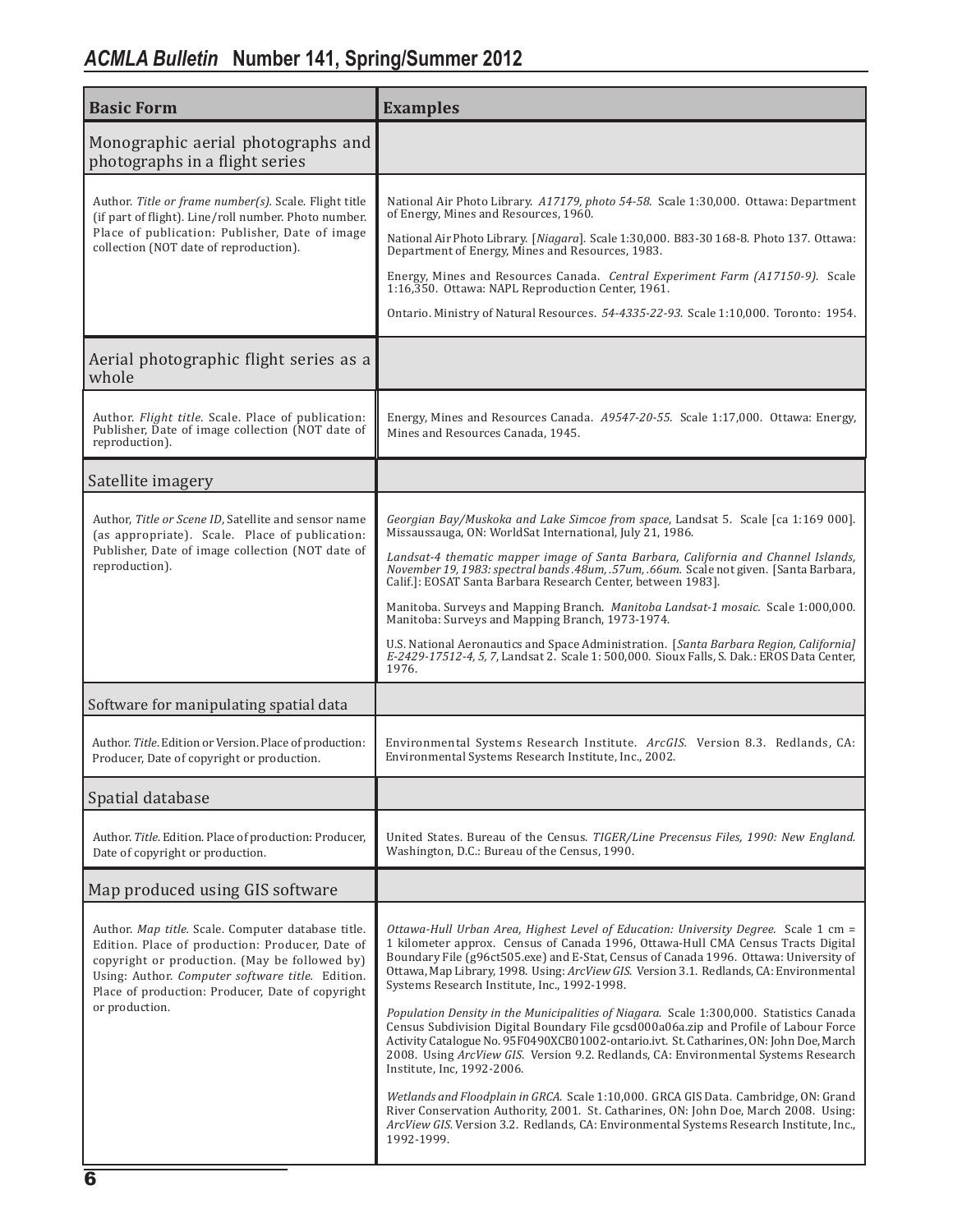| Basic Form | Examples |
|---|---|
| Monographic aerial photographs and photographs in a flight series | |
| Author. *Title or frame number(s)*. Scale. Flight title (if part of flight). Line/roll number. Photo number. Place of publication: Publisher, Date of image collection (NOT date of reproduction). | National Air Photo Library. *A17179, photo 54-58*. Scale 1:30,000. Ottawa: Department of Energy, Mines and Resources, 1960.<br><br>National Air Photo Library. [*Niagara*]. Scale 1:30,000. B83-30 168-8. Photo 137. Ottawa: Department of Energy, Mines and Resources, 1983.<br><br>Energy, Mines and Resources Canada. *Central Experiment Farm (A17150-9)*. Scale 1:16,350. Ottawa: NAPL Reproduction Center, 1961.<br><br>Ontario. Ministry of Natural Resources. *54-4335-22-93*. Scale 1:10,000. Toronto: 1954. |
| Aerial photographic flight series as a whole | |
| Author. *Flight title*. Scale. Place of publication: Publisher, Date of image collection (NOT date of reproduction). | Energy, Mines and Resources Canada. *A9547-20-55*. Scale 1:17,000. Ottawa: Energy, Mines and Resources Canada, 1945. |
| Satellite imagery | |
| Author, *Title or Scene ID*, Satellite and sensor name (as appropriate). Scale. Place of publication: Publisher, Date of image collection (NOT date of reproduction). | *Georgian Bay/Muskoka and Lake Simcoe from space*, Landsat 5. Scale [ca 1:169 000]. Missaussauga, ON: WorldSat International, July 21, 1986.<br><br>*Landsat-4 thematic mapper image of Santa Barbara, California and Channel Islands, November 19, 1983: spectral bands .48um, .57um, .66um.* Scale not given. [Santa Barbara, Calif.]: EOSAT Santa Barbara Research Center, between 1983].<br><br>Manitoba. Surveys and Mapping Branch. *Manitoba Landsat-1 mosaic*. Scale 1:000,000. Manitoba: Surveys and Mapping Branch, 1973-1974.<br><br>U.S. National Aeronautics and Space Administration. [*Santa Barbara Region, California*] *E-2429-17512-4, 5, 7*, Landsat 2. Scale 1: 500,000. Sioux Falls, S. Dak.: EROS Data Center, 1976. |
| Software for manipulating spatial data | |
| Author. *Title*. Edition or Version. Place of production: Producer, Date of copyright or production. | Environmental Systems Research Institute. *ArcGIS*. Version 8.3. Redlands, CA: Environmental Systems Research Institute, Inc., 2002. |
| Spatial database | |
| Author. *Title*. Edition. Place of production: Producer, Date of copyright or production. | United States. Bureau of the Census. *TIGER/Line Precensus Files, 1990: New England.* Washington, D.C.: Bureau of the Census, 1990. |
| Map produced using GIS software | |
| Author. *Map title*. Scale. Computer database title. Edition. Place of production: Producer, Date of copyright or production. (May be followed by) Using: Author. *Computer software title*. Edition. Place of production: Producer, Date of copyright or production. | *Ottawa-Hull Urban Area, Highest Level of Education: University Degree.* Scale 1 cm = 1 kilometer approx. Census of Canada 1996, Ottawa-Hull CMA Census Tracts Digital Boundary File (g96ct505.exe) and E-Stat, Census of Canada 1996. Ottawa: University of Ottawa, Map Library, 1998. Using: *ArcView GIS*. Version 3.1. Redlands, CA: Environmental Systems Research Institute, Inc., 1992-1998.<br><br>*Population Density in the Municipalities of Niagara.* Scale 1:300,000. Statistics Canada Census Subdivision Digital Boundary File gcsd000a06a.zip and Profile of Labour Force Activity Catalogue No. 95F0490XCB01002-ontario.ivt. St. Catharines, ON: John Doe, March 2008. Using *ArcView GIS*. Version 9.2. Redlands, CA: Environmental Systems Research Institute, Inc, 1992-2006.<br><br>*Wetlands and Floodplain in GRCA.* Scale 1:10,000. GRCA GIS Data. Cambridge, ON: Grand River Conservation Authority, 2001. St. Catharines, ON: John Doe, March 2008. Using: *ArcView GIS*. Version 3.2. Redlands, CA: Environmental Systems Research Institute, Inc., 1992-1999. |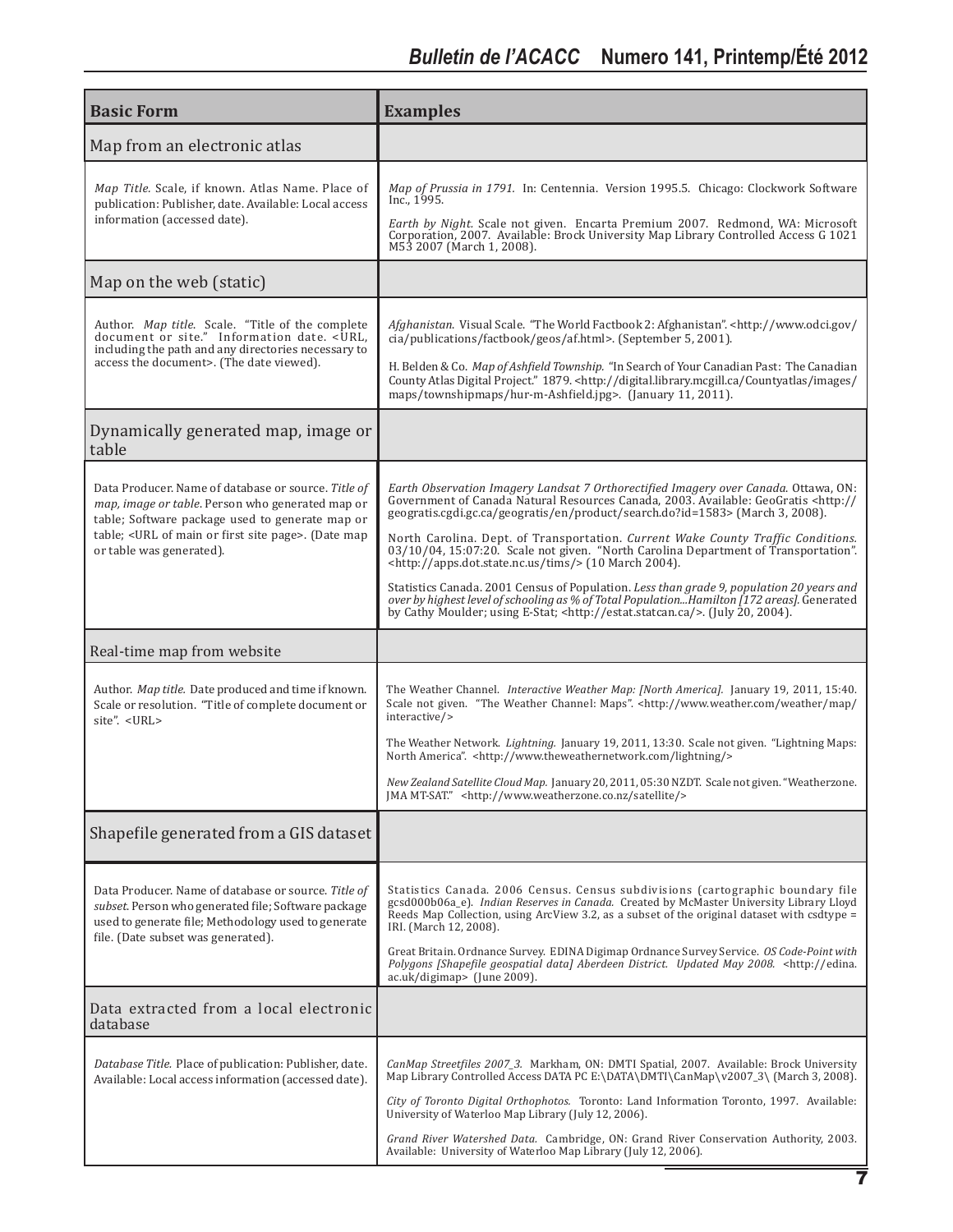| Basic Form | Examples |
|---|---|
| Map from an electronic atlas | |
| *Map Title.* Scale, if known. Atlas Name. Place of publication: Publisher, date. Available: Local access information (accessed date). | *Map of Prussia in 1791.* In: Centennia. Version 1995.5. Chicago: Clockwork Software Inc., 1995.<br><br>*Earth by Night.* Scale not given. Encarta Premium 2007. Redmond, WA: Microsoft Corporation, 2007. Available: Brock University Map Library Controlled Access G 1021 M53 2007 (March 1, 2008). |
| Map on the web (static) | |
| Author. *Map title.* Scale. "Title of the complete document or site." Information date. <URL, including the path and any directories necessary to access the document>. (The date viewed). | *Afghanistan.* Visual Scale. "The World Factbook 2: Afghanistan". <http://www.odci.gov/cia/publications/factbook/geos/af.html>. (September 5, 2001).<br><br>H. Belden & Co. *Map of Ashfield Township.* "In Search of Your Canadian Past: The Canadian County Atlas Digital Project." 1879. <http://digital.library.mcgill.ca/Countyatlas/images/maps/townshipmaps/hur-m-Ashfield.jpg>. (January 11, 2011). |
| Dynamically generated map, image or table | |
| Data Producer. Name of database or source. *Title of map, image or table.* Person who generated map or table; Software package used to generate map or table; <URL of main or first site page>. (Date map or table was generated). | *Earth Observation Imagery Landsat 7 Orthorectified Imagery over Canada.* Ottawa, ON: Government of Canada Natural Resources Canada, 2003. Available: GeoGratis <http://geogratis.cgdi.gc.ca/geogratis/en/product/search.do?id=1583> (March 3, 2008).<br><br>North Carolina. Dept. of Transportation. *Current Wake County Traffic Conditions.* 03/10/04, 15:07:20. Scale not given. "North Carolina Department of Transportation". <http://apps.dot.state.nc.us/tims/> (10 March 2004).<br><br>Statistics Canada. 2001 Census of Population. *Less than grade 9, population 20 years and over by highest level of schooling as % of Total Population...Hamilton [172 areas].* Generated by Cathy Moulder; using E-Stat; <http://estat.statcan.ca/>. (July 20, 2004). |
| Real-time map from website | |
| Author. *Map title.* Date produced and time if known. Scale or resolution. "Title of complete document or site". <URL> | The Weather Channel. *Interactive Weather Map: [North America].* January 19, 2011, 15:40. Scale not given. "The Weather Channel: Maps". <http://www.weather.com/weather/map/interactive/><br><br>The Weather Network. *Lightning.* January 19, 2011, 13:30. Scale not given. "Lightning Maps: North America". <http://www.theweathernetwork.com/lightning/><br><br>*New Zealand Satellite Cloud Map.* January 20, 2011, 05:30 NZDT. Scale not given. "Weatherzone. JMA MT-SAT." <http://www.weatherzone.co.nz/satellite/> |
| Shapefile generated from a GIS dataset | |
| Data Producer. Name of database or source. *Title of subset.* Person who generated file; Software package used to generate file; Methodology used to generate file. (Date subset was generated). | Statistics Canada. 2006 Census. Census subdivisions (cartographic boundary file gcsd000b06a_e). *Indian Reserves in Canada.* Created by McMaster University Library Lloyd Reeds Map Collection, using ArcView 3.2, as a subset of the original dataset with csdtype = IRI. (March 12, 2008).<br><br>Great Britain. Ordnance Survey. EDINA Digimap Ordnance Survey Service. *OS Code-Point with Polygons [Shapefile geospatial data] Aberdeen District. Updated May 2008.* <http://edina.ac.uk/digimap> (June 2009). |
| Data extracted from a local electronic database | |
| *Database Title.* Place of publication: Publisher, date. Available: Local access information (accessed date). | *CanMap Streetfiles 2007_3.* Markham, ON: DMTI Spatial, 2007. Available: Brock University Map Library Controlled Access DATA PC E:\DATA\DMTI\CanMap\v2007_3\ (March 3, 2008).<br><br>*City of Toronto Digital Orthophotos.* Toronto: Land Information Toronto, 1997. Available: University of Waterloo Map Library (July 12, 2006).<br><br>*Grand River Watershed Data.* Cambridge, ON: Grand River Conservation Authority, 2003. Available: University of Waterloo Map Library (July 12, 2006). |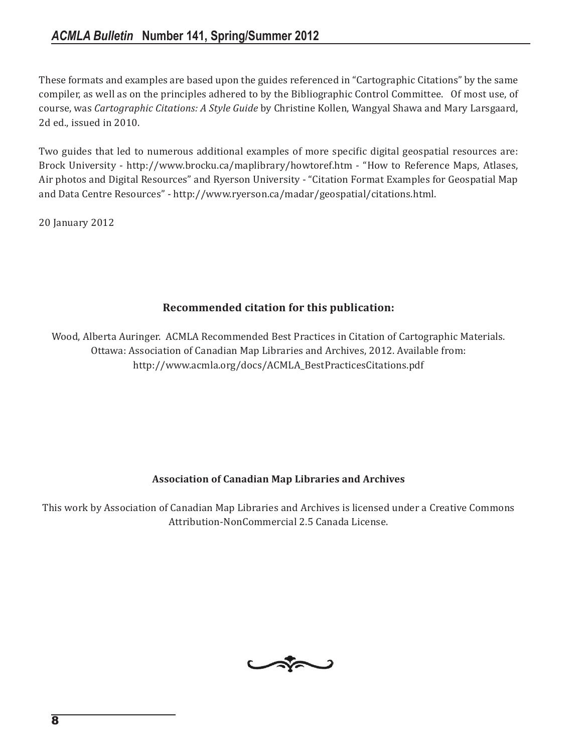These formats and examples are based upon the guides referenced in "Cartographic Citations" by the same compiler, as well as on the principles adhered to by the Bibliographic Control Committee. Of most use, of course, was *Cartographic Citations: A Style Guide* by Christine Kollen, Wangyal Shawa and Mary Larsgaard, 2d ed., issued in 2010.

Two guides that led to numerous additional examples of more specific digital geospatial resources are: Brock University - http://www.brocku.ca/maplibrary/howtoref.htm - "How to Reference Maps, Atlases, Air photos and Digital Resources" and Ryerson University - "Citation Format Examples for Geospatial Map and Data Centre Resources" - http://www.ryerson.ca/madar/geospatial/citations.html.

20 January 2012

**Recommended citation for this publication:**

Wood, Alberta Auringer. ACMLA Recommended Best Practices in Citation of Cartographic Materials. Ottawa: Association of Canadian Map Libraries and Archives, 2012. Available from: http://www.acmla.org/docs/ACMLA_BestPracticesCitations.pdf

**Association of Canadian Map Libraries and Archives**

This work by Association of Canadian Map Libraries and Archives is licensed under a Creative Commons Attribution-NonCommercial 2.5 Canada License.